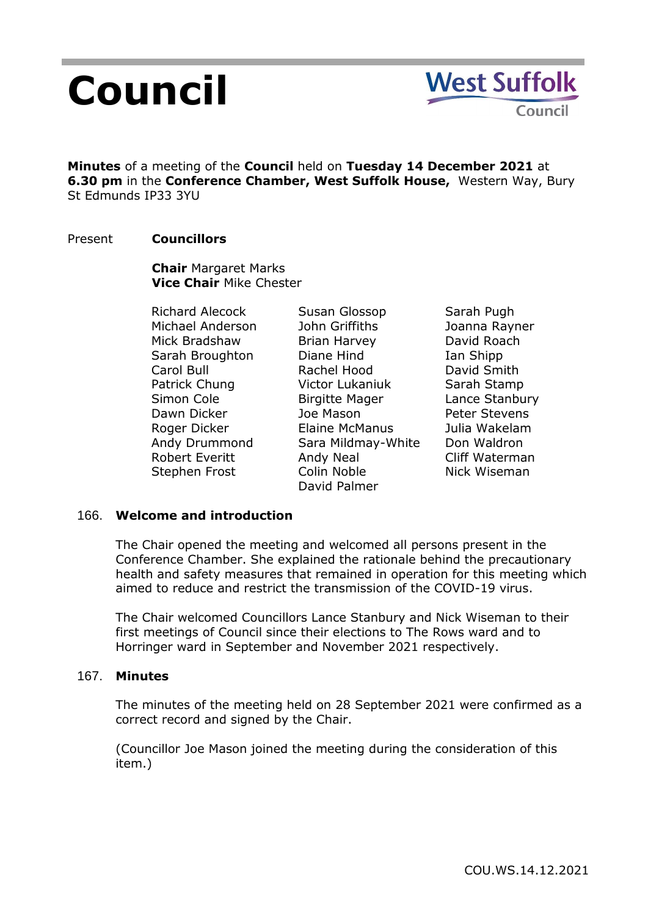# Council

West Suffolk Council

**Minutes** of a meeting of the **Council** held on **Tuesday 14 December 2021** at **6.30 pm** in the **Conference Chamber, West Suffolk House,** Western Way, Bury St Edmunds IP33 3YU

Present **Councillors**

**Chair** Margaret Marks
**Vice Chair** Mike Chester

| | | |
|---|---|---|
| Richard Alecock | Susan Glossop | Sarah Pugh |
| Michael Anderson | John Griffiths | Joanna Rayner |
| Mick Bradshaw | Brian Harvey | David Roach |
| Sarah Broughton | Diane Hind | Ian Shipp |
| Carol Bull | Rachel Hood | David Smith |
| Patrick Chung | Victor Lukaniuk | Sarah Stamp |
| Simon Cole | Birgitte Mager | Lance Stanbury |
| Dawn Dicker | Joe Mason | Peter Stevens |
| Roger Dicker | Elaine McManus | Julia Wakelam |
| Andy Drummond | Sara Mildmay-White | Don Waldron |
| Robert Everitt | Andy Neal | Cliff Waterman |
| Stephen Frost | Colin Noble | Nick Wiseman |
| | David Palmer | |

## 166. Welcome and introduction

The Chair opened the meeting and welcomed all persons present in the Conference Chamber. She explained the rationale behind the precautionary health and safety measures that remained in operation for this meeting which aimed to reduce and restrict the transmission of the COVID-19 virus.

The Chair welcomed Councillors Lance Stanbury and Nick Wiseman to their first meetings of Council since their elections to The Rows ward and to Horringer ward in September and November 2021 respectively.

## 167. Minutes

The minutes of the meeting held on 28 September 2021 were confirmed as a correct record and signed by the Chair.

(Councillor Joe Mason joined the meeting during the consideration of this item.)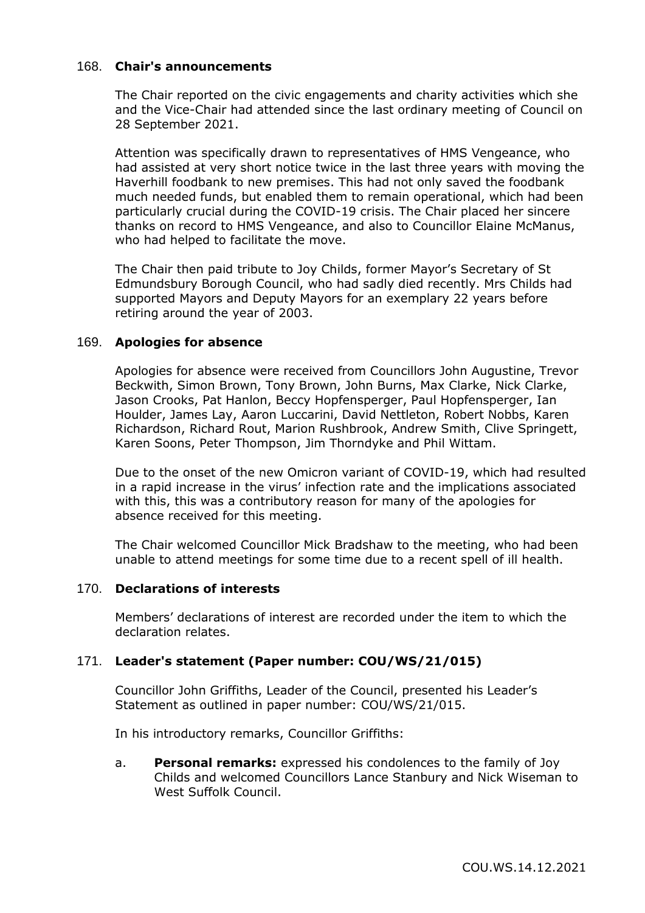## 168. **Chair's announcements**

The Chair reported on the civic engagements and charity activities which she and the Vice-Chair had attended since the last ordinary meeting of Council on 28 September 2021.

Attention was specifically drawn to representatives of HMS Vengeance, who had assisted at very short notice twice in the last three years with moving the Haverhill foodbank to new premises. This had not only saved the foodbank much needed funds, but enabled them to remain operational, which had been particularly crucial during the COVID-19 crisis. The Chair placed her sincere thanks on record to HMS Vengeance, and also to Councillor Elaine McManus, who had helped to facilitate the move.

The Chair then paid tribute to Joy Childs, former Mayor's Secretary of St Edmundsbury Borough Council, who had sadly died recently. Mrs Childs had supported Mayors and Deputy Mayors for an exemplary 22 years before retiring around the year of 2003.

## 169. **Apologies for absence**

Apologies for absence were received from Councillors John Augustine, Trevor Beckwith, Simon Brown, Tony Brown, John Burns, Max Clarke, Nick Clarke, Jason Crooks, Pat Hanlon, Beccy Hopfensperger, Paul Hopfensperger, Ian Houlder, James Lay, Aaron Luccarini, David Nettleton, Robert Nobbs, Karen Richardson, Richard Rout, Marion Rushbrook, Andrew Smith, Clive Springett, Karen Soons, Peter Thompson, Jim Thorndyke and Phil Wittam.

Due to the onset of the new Omicron variant of COVID-19, which had resulted in a rapid increase in the virus' infection rate and the implications associated with this, this was a contributory reason for many of the apologies for absence received for this meeting.

The Chair welcomed Councillor Mick Bradshaw to the meeting, who had been unable to attend meetings for some time due to a recent spell of ill health.

## 170. **Declarations of interests**

Members' declarations of interest are recorded under the item to which the declaration relates.

## 171. **Leader's statement (Paper number: COU/WS/21/015)**

Councillor John Griffiths, Leader of the Council, presented his Leader's Statement as outlined in paper number: COU/WS/21/015.

In his introductory remarks, Councillor Griffiths:

a. **Personal remarks:** expressed his condolences to the family of Joy Childs and welcomed Councillors Lance Stanbury and Nick Wiseman to West Suffolk Council.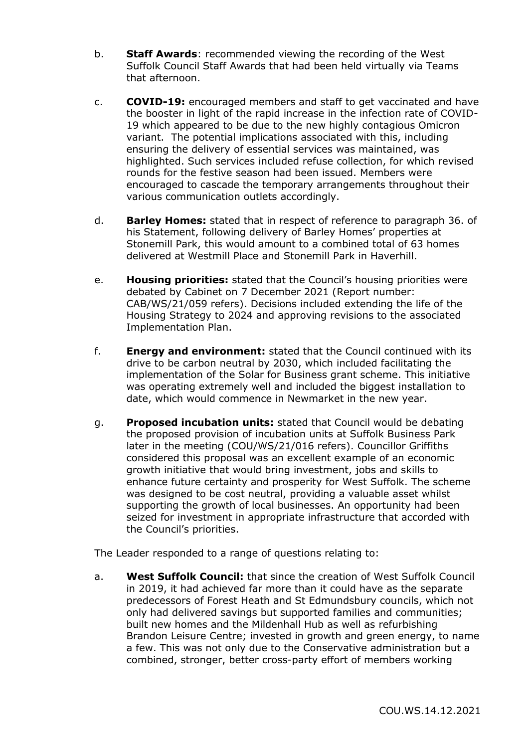b. **Staff Awards**: recommended viewing the recording of the West Suffolk Council Staff Awards that had been held virtually via Teams that afternoon.

c. **COVID-19:** encouraged members and staff to get vaccinated and have the booster in light of the rapid increase in the infection rate of COVID-19 which appeared to be due to the new highly contagious Omicron variant. The potential implications associated with this, including ensuring the delivery of essential services was maintained, was highlighted. Such services included refuse collection, for which revised rounds for the festive season had been issued. Members were encouraged to cascade the temporary arrangements throughout their various communication outlets accordingly.

d. **Barley Homes:** stated that in respect of reference to paragraph 36. of his Statement, following delivery of Barley Homes' properties at Stonemill Park, this would amount to a combined total of 63 homes delivered at Westmill Place and Stonemill Park in Haverhill.

e. **Housing priorities:** stated that the Council's housing priorities were debated by Cabinet on 7 December 2021 (Report number: CAB/WS/21/059 refers). Decisions included extending the life of the Housing Strategy to 2024 and approving revisions to the associated Implementation Plan.

f. **Energy and environment:** stated that the Council continued with its drive to be carbon neutral by 2030, which included facilitating the implementation of the Solar for Business grant scheme. This initiative was operating extremely well and included the biggest installation to date, which would commence in Newmarket in the new year.

g. **Proposed incubation units:** stated that Council would be debating the proposed provision of incubation units at Suffolk Business Park later in the meeting (COU/WS/21/016 refers). Councillor Griffiths considered this proposal was an excellent example of an economic growth initiative that would bring investment, jobs and skills to enhance future certainty and prosperity for West Suffolk. The scheme was designed to be cost neutral, providing a valuable asset whilst supporting the growth of local businesses. An opportunity had been seized for investment in appropriate infrastructure that accorded with the Council's priorities.

The Leader responded to a range of questions relating to:

a. **West Suffolk Council:** that since the creation of West Suffolk Council in 2019, it had achieved far more than it could have as the separate predecessors of Forest Heath and St Edmundsbury councils, which not only had delivered savings but supported families and communities; built new homes and the Mildenhall Hub as well as refurbishing Brandon Leisure Centre; invested in growth and green energy, to name a few. This was not only due to the Conservative administration but a combined, stronger, better cross-party effort of members working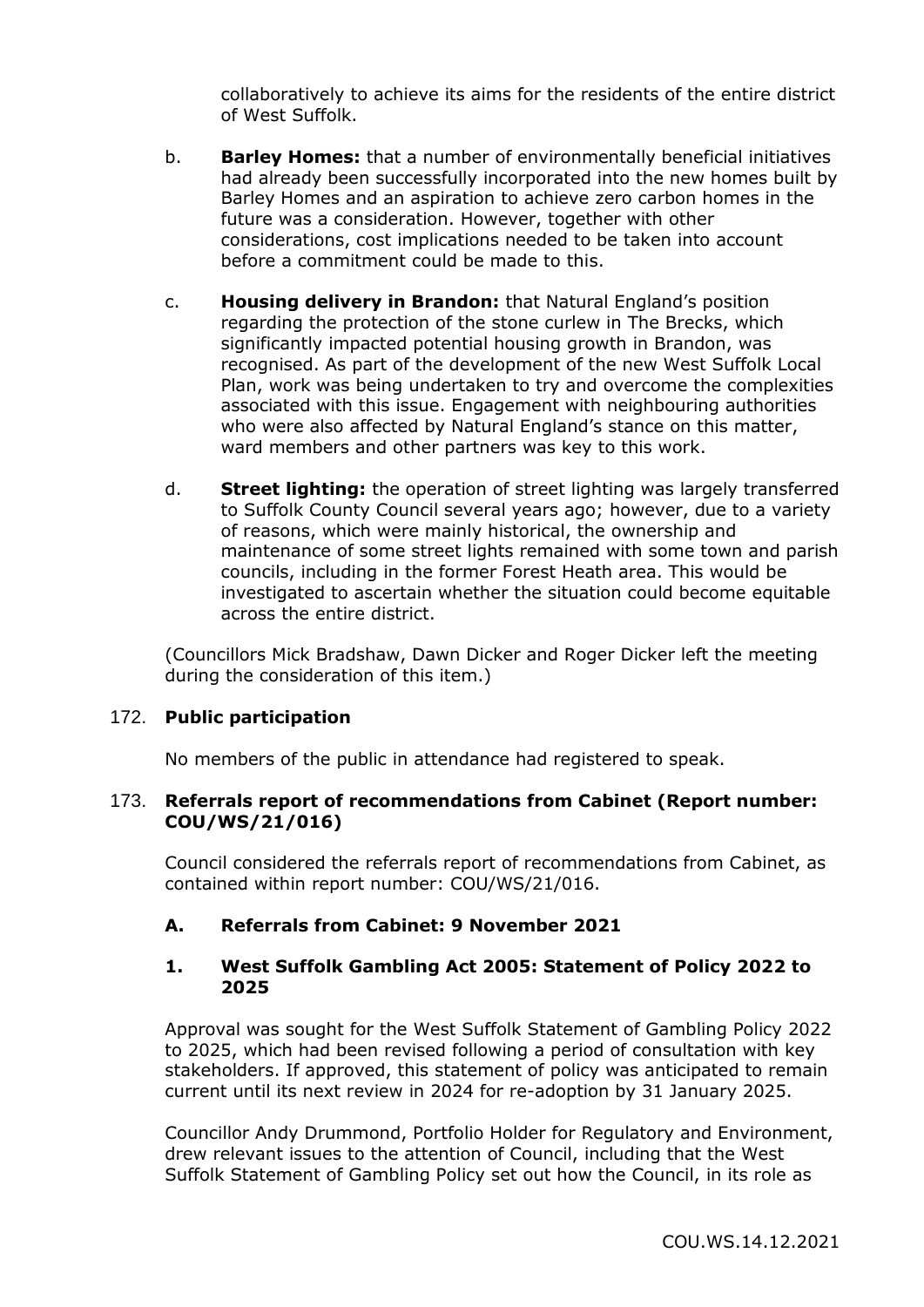collaboratively to achieve its aims for the residents of the entire district of West Suffolk.

b. **Barley Homes:** that a number of environmentally beneficial initiatives had already been successfully incorporated into the new homes built by Barley Homes and an aspiration to achieve zero carbon homes in the future was a consideration. However, together with other considerations, cost implications needed to be taken into account before a commitment could be made to this.

c. **Housing delivery in Brandon:** that Natural England's position regarding the protection of the stone curlew in The Brecks, which significantly impacted potential housing growth in Brandon, was recognised. As part of the development of the new West Suffolk Local Plan, work was being undertaken to try and overcome the complexities associated with this issue. Engagement with neighbouring authorities who were also affected by Natural England's stance on this matter, ward members and other partners was key to this work.

d. **Street lighting:** the operation of street lighting was largely transferred to Suffolk County Council several years ago; however, due to a variety of reasons, which were mainly historical, the ownership and maintenance of some street lights remained with some town and parish councils, including in the former Forest Heath area. This would be investigated to ascertain whether the situation could become equitable across the entire district.

(Councillors Mick Bradshaw, Dawn Dicker and Roger Dicker left the meeting during the consideration of this item.)

## 172. Public participation

No members of the public in attendance had registered to speak.

## 173. Referrals report of recommendations from Cabinet (Report number: COU/WS/21/016)

Council considered the referrals report of recommendations from Cabinet, as contained within report number: COU/WS/21/016.

### A. Referrals from Cabinet: 9 November 2021

### 1. West Suffolk Gambling Act 2005: Statement of Policy 2022 to 2025

Approval was sought for the West Suffolk Statement of Gambling Policy 2022 to 2025, which had been revised following a period of consultation with key stakeholders. If approved, this statement of policy was anticipated to remain current until its next review in 2024 for re-adoption by 31 January 2025.

Councillor Andy Drummond, Portfolio Holder for Regulatory and Environment, drew relevant issues to the attention of Council, including that the West Suffolk Statement of Gambling Policy set out how the Council, in its role as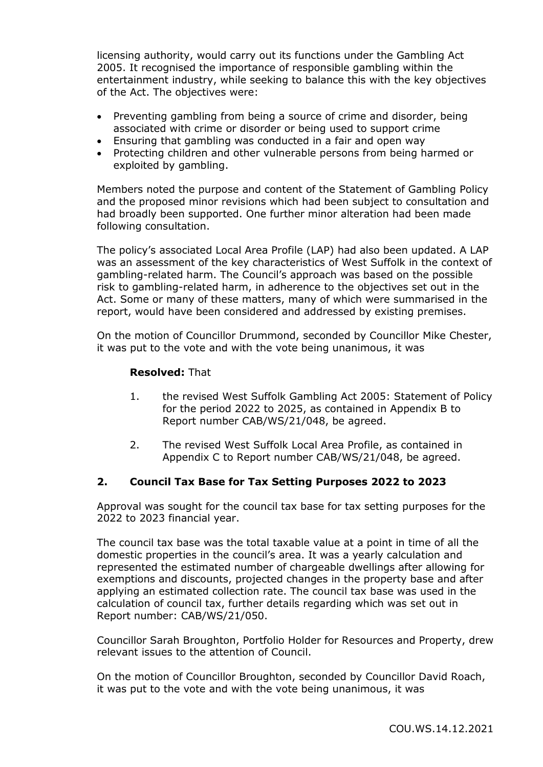licensing authority, would carry out its functions under the Gambling Act 2005. It recognised the importance of responsible gambling within the entertainment industry, while seeking to balance this with the key objectives of the Act. The objectives were:

- Preventing gambling from being a source of crime and disorder, being associated with crime or disorder or being used to support crime
- Ensuring that gambling was conducted in a fair and open way
- Protecting children and other vulnerable persons from being harmed or exploited by gambling.

Members noted the purpose and content of the Statement of Gambling Policy and the proposed minor revisions which had been subject to consultation and had broadly been supported. One further minor alteration had been made following consultation.

The policy's associated Local Area Profile (LAP) had also been updated. A LAP was an assessment of the key characteristics of West Suffolk in the context of gambling-related harm. The Council's approach was based on the possible risk to gambling-related harm, in adherence to the objectives set out in the Act. Some or many of these matters, many of which were summarised in the report, would have been considered and addressed by existing premises.

On the motion of Councillor Drummond, seconded by Councillor Mike Chester, it was put to the vote and with the vote being unanimous, it was

**Resolved:** That

1. the revised West Suffolk Gambling Act 2005: Statement of Policy for the period 2022 to 2025, as contained in Appendix B to Report number CAB/WS/21/048, be agreed.

2. The revised West Suffolk Local Area Profile, as contained in Appendix C to Report number CAB/WS/21/048, be agreed.

## 2. Council Tax Base for Tax Setting Purposes 2022 to 2023

Approval was sought for the council tax base for tax setting purposes for the 2022 to 2023 financial year.

The council tax base was the total taxable value at a point in time of all the domestic properties in the council's area. It was a yearly calculation and represented the estimated number of chargeable dwellings after allowing for exemptions and discounts, projected changes in the property base and after applying an estimated collection rate. The council tax base was used in the calculation of council tax, further details regarding which was set out in Report number: CAB/WS/21/050.

Councillor Sarah Broughton, Portfolio Holder for Resources and Property, drew relevant issues to the attention of Council.

On the motion of Councillor Broughton, seconded by Councillor David Roach, it was put to the vote and with the vote being unanimous, it was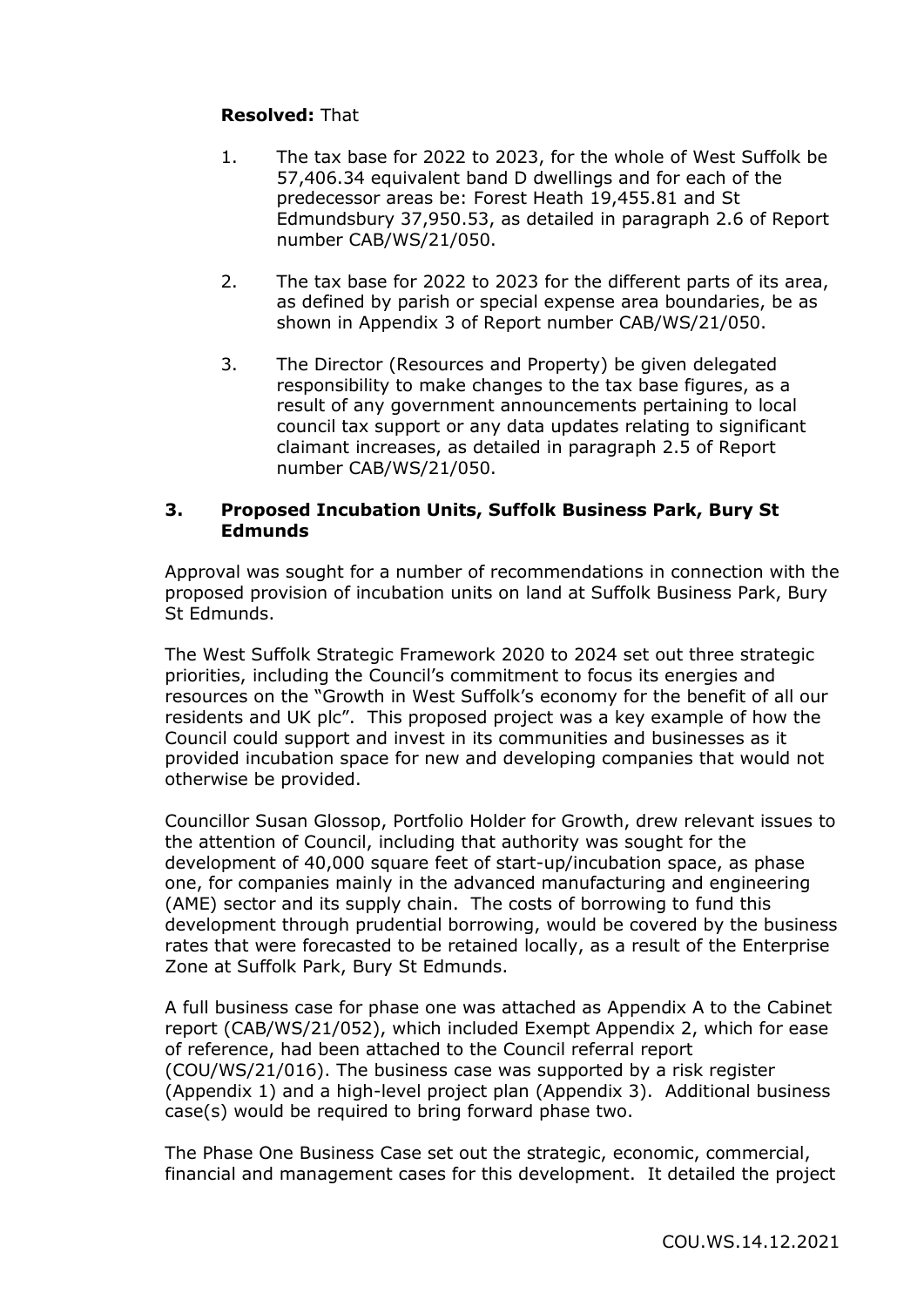**Resolved:** That

1. The tax base for 2022 to 2023, for the whole of West Suffolk be 57,406.34 equivalent band D dwellings and for each of the predecessor areas be: Forest Heath 19,455.81 and St Edmundsbury 37,950.53, as detailed in paragraph 2.6 of Report number CAB/WS/21/050.

2. The tax base for 2022 to 2023 for the different parts of its area, as defined by parish or special expense area boundaries, be as shown in Appendix 3 of Report number CAB/WS/21/050.

3. The Director (Resources and Property) be given delegated responsibility to make changes to the tax base figures, as a result of any government announcements pertaining to local council tax support or any data updates relating to significant claimant increases, as detailed in paragraph 2.5 of Report number CAB/WS/21/050.

### 3. Proposed Incubation Units, Suffolk Business Park, Bury St Edmunds

Approval was sought for a number of recommendations in connection with the proposed provision of incubation units on land at Suffolk Business Park, Bury St Edmunds.

The West Suffolk Strategic Framework 2020 to 2024 set out three strategic priorities, including the Council's commitment to focus its energies and resources on the "Growth in West Suffolk's economy for the benefit of all our residents and UK plc". This proposed project was a key example of how the Council could support and invest in its communities and businesses as it provided incubation space for new and developing companies that would not otherwise be provided.

Councillor Susan Glossop, Portfolio Holder for Growth, drew relevant issues to the attention of Council, including that authority was sought for the development of 40,000 square feet of start-up/incubation space, as phase one, for companies mainly in the advanced manufacturing and engineering (AME) sector and its supply chain. The costs of borrowing to fund this development through prudential borrowing, would be covered by the business rates that were forecasted to be retained locally, as a result of the Enterprise Zone at Suffolk Park, Bury St Edmunds.

A full business case for phase one was attached as Appendix A to the Cabinet report (CAB/WS/21/052), which included Exempt Appendix 2, which for ease of reference, had been attached to the Council referral report (COU/WS/21/016). The business case was supported by a risk register (Appendix 1) and a high-level project plan (Appendix 3). Additional business case(s) would be required to bring forward phase two.

The Phase One Business Case set out the strategic, economic, commercial, financial and management cases for this development. It detailed the project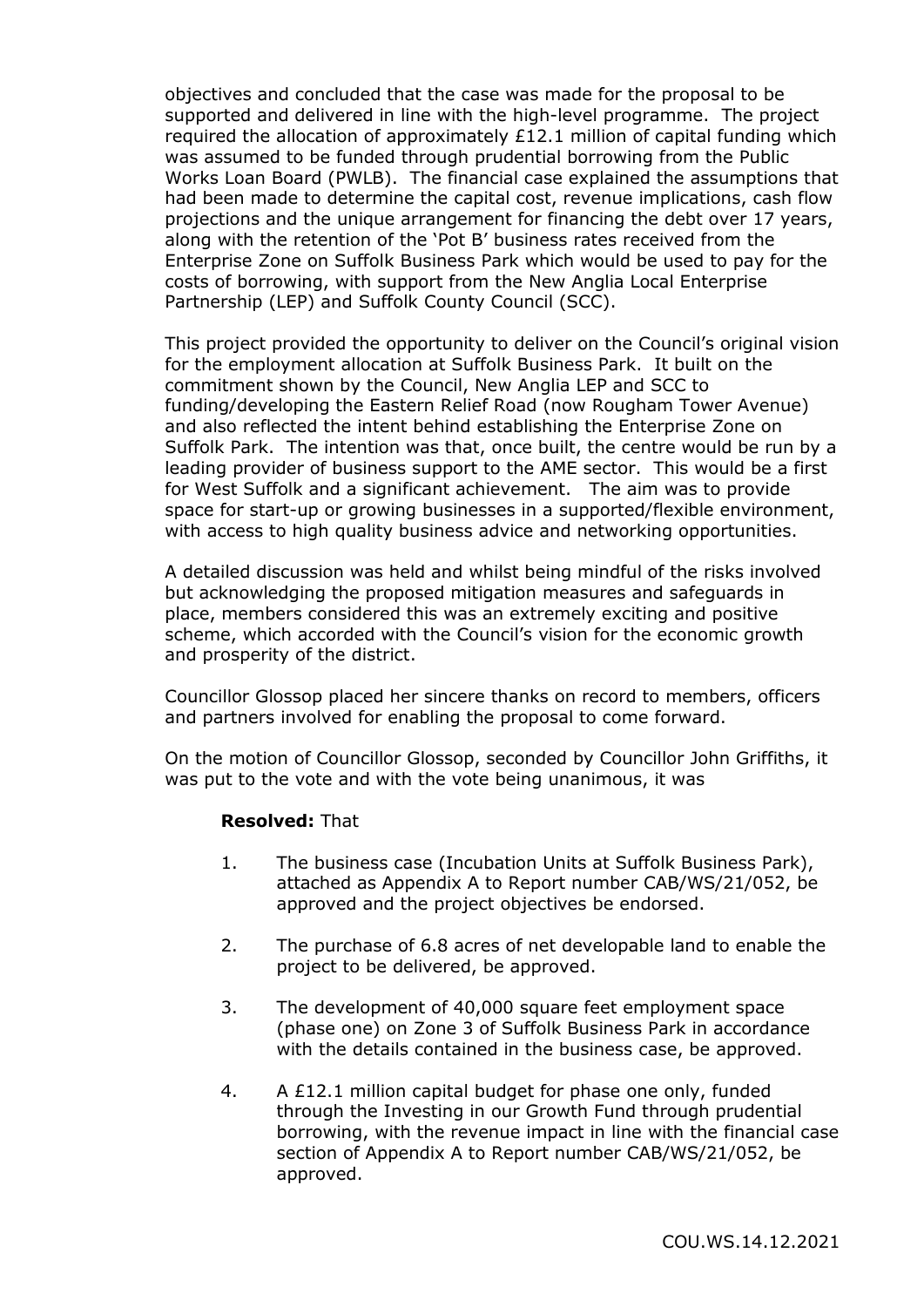objectives and concluded that the case was made for the proposal to be supported and delivered in line with the high-level programme. The project required the allocation of approximately £12.1 million of capital funding which was assumed to be funded through prudential borrowing from the Public Works Loan Board (PWLB). The financial case explained the assumptions that had been made to determine the capital cost, revenue implications, cash flow projections and the unique arrangement for financing the debt over 17 years, along with the retention of the 'Pot B' business rates received from the Enterprise Zone on Suffolk Business Park which would be used to pay for the costs of borrowing, with support from the New Anglia Local Enterprise Partnership (LEP) and Suffolk County Council (SCC).

This project provided the opportunity to deliver on the Council's original vision for the employment allocation at Suffolk Business Park. It built on the commitment shown by the Council, New Anglia LEP and SCC to funding/developing the Eastern Relief Road (now Rougham Tower Avenue) and also reflected the intent behind establishing the Enterprise Zone on Suffolk Park. The intention was that, once built, the centre would be run by a leading provider of business support to the AME sector. This would be a first for West Suffolk and a significant achievement. The aim was to provide space for start-up or growing businesses in a supported/flexible environment, with access to high quality business advice and networking opportunities.

A detailed discussion was held and whilst being mindful of the risks involved but acknowledging the proposed mitigation measures and safeguards in place, members considered this was an extremely exciting and positive scheme, which accorded with the Council's vision for the economic growth and prosperity of the district.

Councillor Glossop placed her sincere thanks on record to members, officers and partners involved for enabling the proposal to come forward.

On the motion of Councillor Glossop, seconded by Councillor John Griffiths, it was put to the vote and with the vote being unanimous, it was

**Resolved:** That

1. The business case (Incubation Units at Suffolk Business Park), attached as Appendix A to Report number CAB/WS/21/052, be approved and the project objectives be endorsed.

2. The purchase of 6.8 acres of net developable land to enable the project to be delivered, be approved.

3. The development of 40,000 square feet employment space (phase one) on Zone 3 of Suffolk Business Park in accordance with the details contained in the business case, be approved.

4. A £12.1 million capital budget for phase one only, funded through the Investing in our Growth Fund through prudential borrowing, with the revenue impact in line with the financial case section of Appendix A to Report number CAB/WS/21/052, be approved.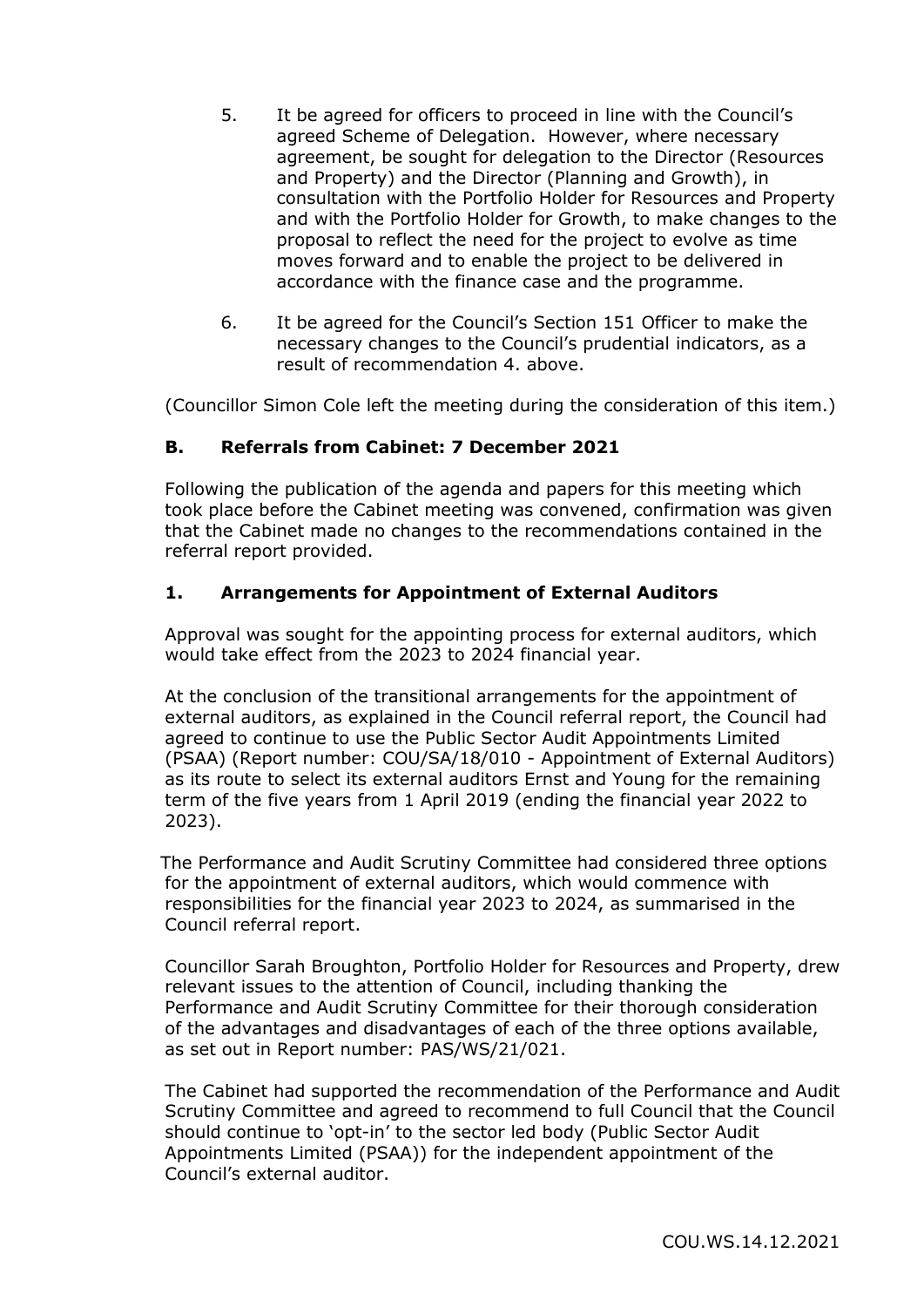5. It be agreed for officers to proceed in line with the Council's agreed Scheme of Delegation. However, where necessary agreement, be sought for delegation to the Director (Resources and Property) and the Director (Planning and Growth), in consultation with the Portfolio Holder for Resources and Property and with the Portfolio Holder for Growth, to make changes to the proposal to reflect the need for the project to evolve as time moves forward and to enable the project to be delivered in accordance with the finance case and the programme.

6. It be agreed for the Council's Section 151 Officer to make the necessary changes to the Council's prudential indicators, as a result of recommendation 4. above.

(Councillor Simon Cole left the meeting during the consideration of this item.)

### B. Referrals from Cabinet: 7 December 2021

Following the publication of the agenda and papers for this meeting which took place before the Cabinet meeting was convened, confirmation was given that the Cabinet made no changes to the recommendations contained in the referral report provided.

### 1. Arrangements for Appointment of External Auditors

Approval was sought for the appointing process for external auditors, which would take effect from the 2023 to 2024 financial year.

At the conclusion of the transitional arrangements for the appointment of external auditors, as explained in the Council referral report, the Council had agreed to continue to use the Public Sector Audit Appointments Limited (PSAA) (Report number: COU/SA/18/010 - Appointment of External Auditors) as its route to select its external auditors Ernst and Young for the remaining term of the five years from 1 April 2019 (ending the financial year 2022 to 2023).

The Performance and Audit Scrutiny Committee had considered three options for the appointment of external auditors, which would commence with responsibilities for the financial year 2023 to 2024, as summarised in the Council referral report.

Councillor Sarah Broughton, Portfolio Holder for Resources and Property, drew relevant issues to the attention of Council, including thanking the Performance and Audit Scrutiny Committee for their thorough consideration of the advantages and disadvantages of each of the three options available, as set out in Report number: PAS/WS/21/021.

The Cabinet had supported the recommendation of the Performance and Audit Scrutiny Committee and agreed to recommend to full Council that the Council should continue to 'opt-in' to the sector led body (Public Sector Audit Appointments Limited (PSAA)) for the independent appointment of the Council's external auditor.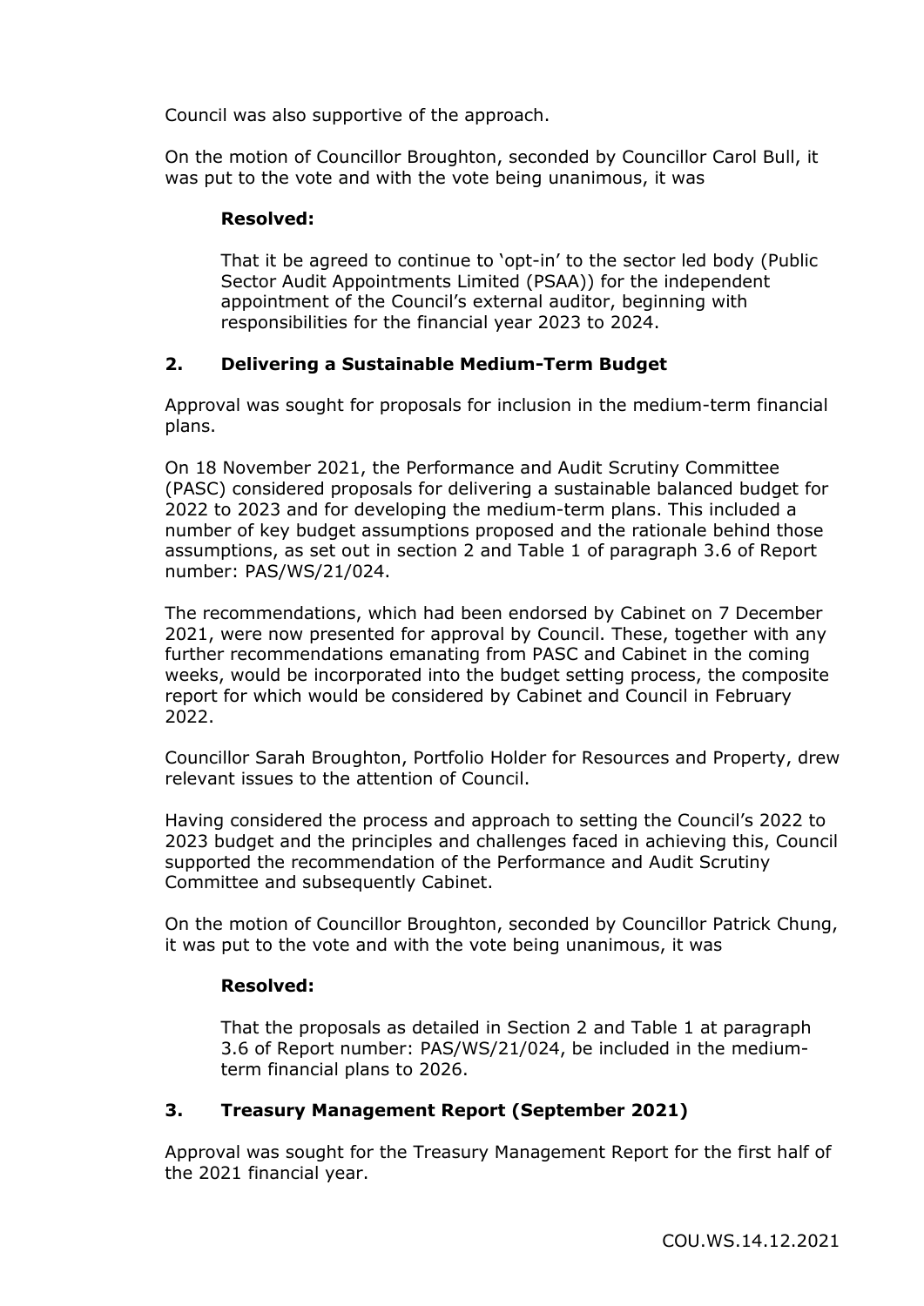Council was also supportive of the approach.

On the motion of Councillor Broughton, seconded by Councillor Carol Bull, it was put to the vote and with the vote being unanimous, it was

> **Resolved:**
>
> That it be agreed to continue to 'opt-in' to the sector led body (Public Sector Audit Appointments Limited (PSAA)) for the independent appointment of the Council's external auditor, beginning with responsibilities for the financial year 2023 to 2024.

## 2. Delivering a Sustainable Medium-Term Budget

Approval was sought for proposals for inclusion in the medium-term financial plans.

On 18 November 2021, the Performance and Audit Scrutiny Committee (PASC) considered proposals for delivering a sustainable balanced budget for 2022 to 2023 and for developing the medium-term plans. This included a number of key budget assumptions proposed and the rationale behind those assumptions, as set out in section 2 and Table 1 of paragraph 3.6 of Report number: PAS/WS/21/024.

The recommendations, which had been endorsed by Cabinet on 7 December 2021, were now presented for approval by Council. These, together with any further recommendations emanating from PASC and Cabinet in the coming weeks, would be incorporated into the budget setting process, the composite report for which would be considered by Cabinet and Council in February 2022.

Councillor Sarah Broughton, Portfolio Holder for Resources and Property, drew relevant issues to the attention of Council.

Having considered the process and approach to setting the Council's 2022 to 2023 budget and the principles and challenges faced in achieving this, Council supported the recommendation of the Performance and Audit Scrutiny Committee and subsequently Cabinet.

On the motion of Councillor Broughton, seconded by Councillor Patrick Chung, it was put to the vote and with the vote being unanimous, it was

> **Resolved:**
>
> That the proposals as detailed in Section 2 and Table 1 at paragraph 3.6 of Report number: PAS/WS/21/024, be included in the medium-term financial plans to 2026.

## 3. Treasury Management Report (September 2021)

Approval was sought for the Treasury Management Report for the first half of the 2021 financial year.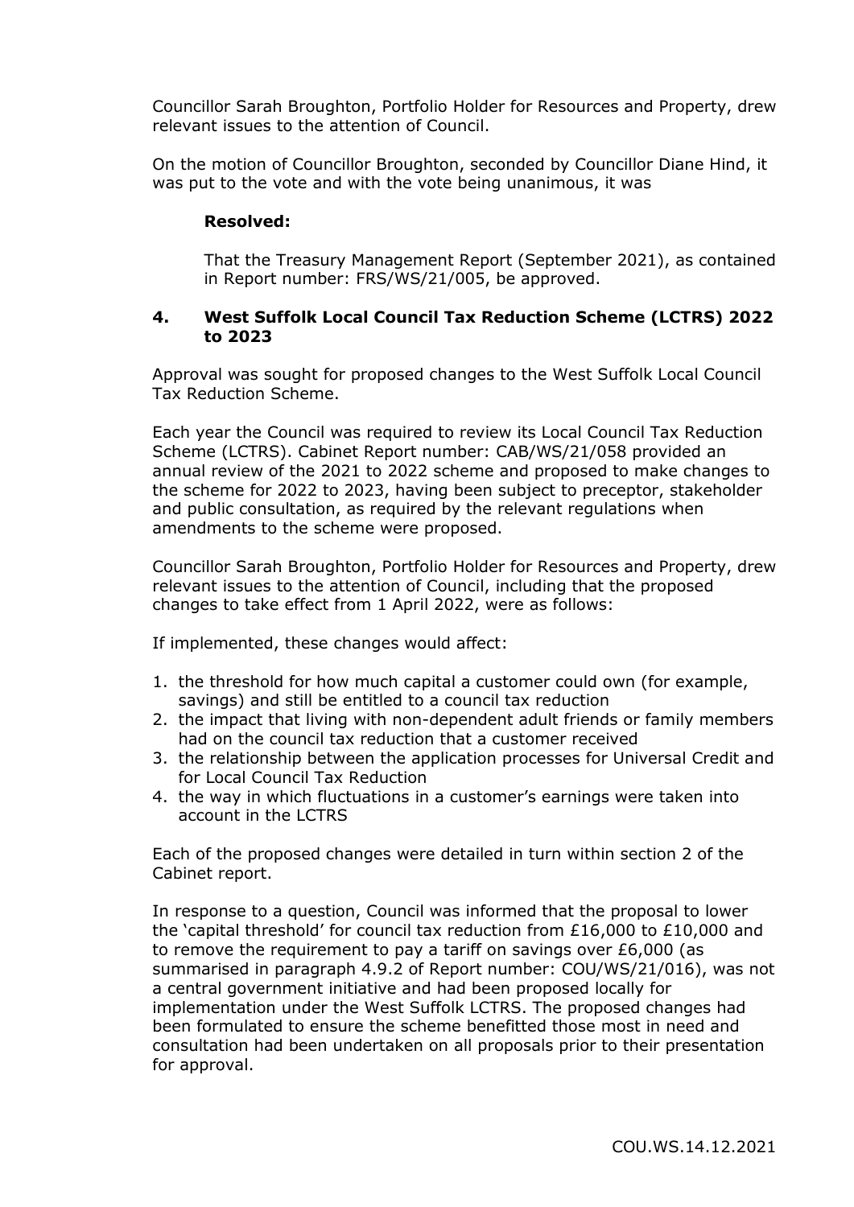Councillor Sarah Broughton, Portfolio Holder for Resources and Property, drew relevant issues to the attention of Council.

On the motion of Councillor Broughton, seconded by Councillor Diane Hind, it was put to the vote and with the vote being unanimous, it was

**Resolved:**

That the Treasury Management Report (September 2021), as contained in Report number: FRS/WS/21/005, be approved.

## 4. West Suffolk Local Council Tax Reduction Scheme (LCTRS) 2022 to 2023

Approval was sought for proposed changes to the West Suffolk Local Council Tax Reduction Scheme.

Each year the Council was required to review its Local Council Tax Reduction Scheme (LCTRS). Cabinet Report number: CAB/WS/21/058 provided an annual review of the 2021 to 2022 scheme and proposed to make changes to the scheme for 2022 to 2023, having been subject to preceptor, stakeholder and public consultation, as required by the relevant regulations when amendments to the scheme were proposed.

Councillor Sarah Broughton, Portfolio Holder for Resources and Property, drew relevant issues to the attention of Council, including that the proposed changes to take effect from 1 April 2022, were as follows:

If implemented, these changes would affect:

1. the threshold for how much capital a customer could own (for example, savings) and still be entitled to a council tax reduction
2. the impact that living with non-dependent adult friends or family members had on the council tax reduction that a customer received
3. the relationship between the application processes for Universal Credit and for Local Council Tax Reduction
4. the way in which fluctuations in a customer's earnings were taken into account in the LCTRS

Each of the proposed changes were detailed in turn within section 2 of the Cabinet report.

In response to a question, Council was informed that the proposal to lower the 'capital threshold' for council tax reduction from £16,000 to £10,000 and to remove the requirement to pay a tariff on savings over £6,000 (as summarised in paragraph 4.9.2 of Report number: COU/WS/21/016), was not a central government initiative and had been proposed locally for implementation under the West Suffolk LCTRS. The proposed changes had been formulated to ensure the scheme benefitted those most in need and consultation had been undertaken on all proposals prior to their presentation for approval.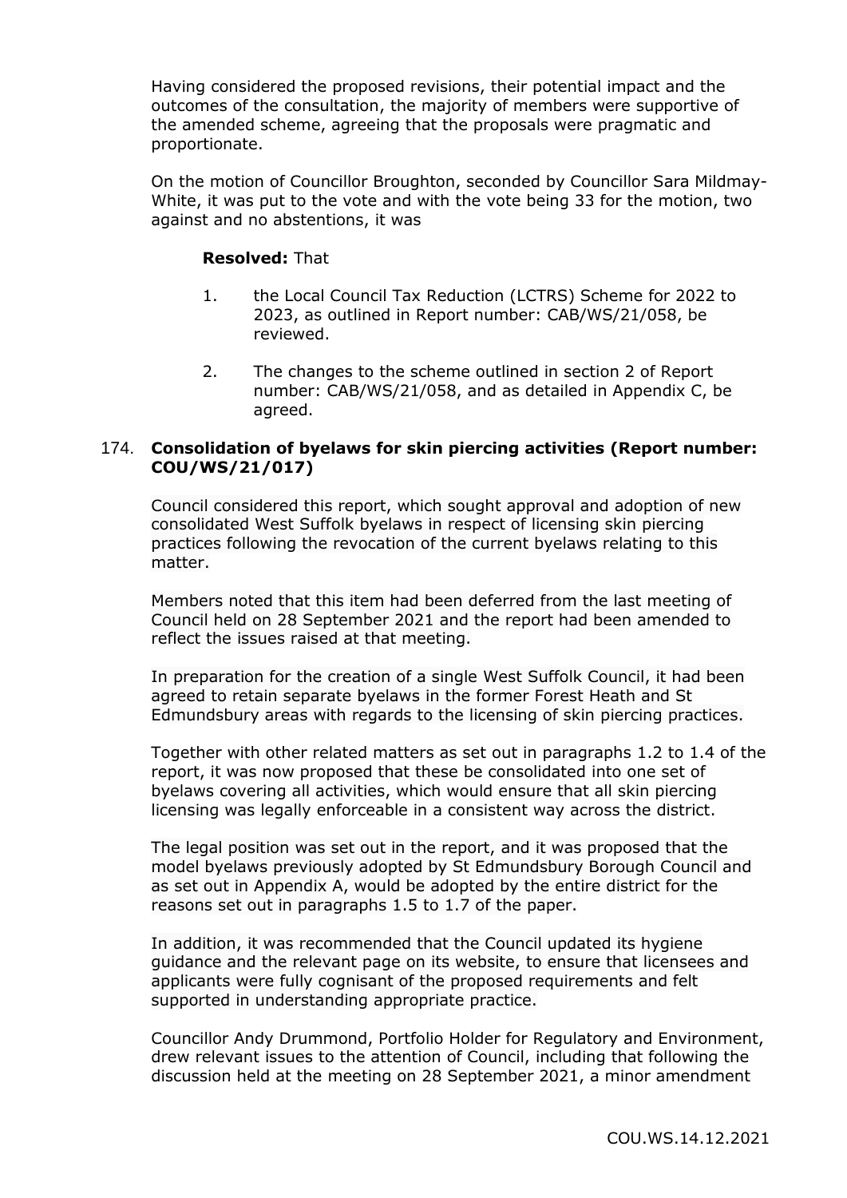Having considered the proposed revisions, their potential impact and the outcomes of the consultation, the majority of members were supportive of the amended scheme, agreeing that the proposals were pragmatic and proportionate.

On the motion of Councillor Broughton, seconded by Councillor Sara Mildmay-White, it was put to the vote and with the vote being 33 for the motion, two against and no abstentions, it was

**Resolved:** That

1. the Local Council Tax Reduction (LCTRS) Scheme for 2022 to 2023, as outlined in Report number: CAB/WS/21/058, be reviewed.

2. The changes to the scheme outlined in section 2 of Report number: CAB/WS/21/058, and as detailed in Appendix C, be agreed.

174. **Consolidation of byelaws for skin piercing activities (Report number: COU/WS/21/017)**

Council considered this report, which sought approval and adoption of new consolidated West Suffolk byelaws in respect of licensing skin piercing practices following the revocation of the current byelaws relating to this matter.

Members noted that this item had been deferred from the last meeting of Council held on 28 September 2021 and the report had been amended to reflect the issues raised at that meeting.

In preparation for the creation of a single West Suffolk Council, it had been agreed to retain separate byelaws in the former Forest Heath and St Edmundsbury areas with regards to the licensing of skin piercing practices.

Together with other related matters as set out in paragraphs 1.2 to 1.4 of the report, it was now proposed that these be consolidated into one set of byelaws covering all activities, which would ensure that all skin piercing licensing was legally enforceable in a consistent way across the district.

The legal position was set out in the report, and it was proposed that the model byelaws previously adopted by St Edmundsbury Borough Council and as set out in Appendix A, would be adopted by the entire district for the reasons set out in paragraphs 1.5 to 1.7 of the paper.

In addition, it was recommended that the Council updated its hygiene guidance and the relevant page on its website, to ensure that licensees and applicants were fully cognisant of the proposed requirements and felt supported in understanding appropriate practice.

Councillor Andy Drummond, Portfolio Holder for Regulatory and Environment, drew relevant issues to the attention of Council, including that following the discussion held at the meeting on 28 September 2021, a minor amendment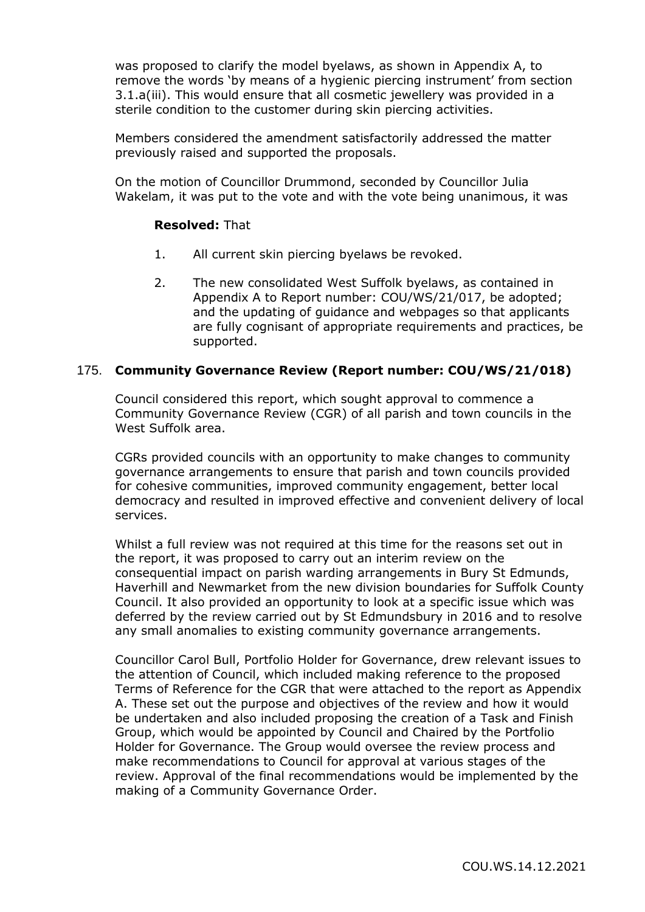was proposed to clarify the model byelaws, as shown in Appendix A, to remove the words 'by means of a hygienic piercing instrument' from section 3.1.a(iii). This would ensure that all cosmetic jewellery was provided in a sterile condition to the customer during skin piercing activities.

Members considered the amendment satisfactorily addressed the matter previously raised and supported the proposals.

On the motion of Councillor Drummond, seconded by Councillor Julia Wakelam, it was put to the vote and with the vote being unanimous, it was

**Resolved:** That

1. All current skin piercing byelaws be revoked.
2. The new consolidated West Suffolk byelaws, as contained in Appendix A to Report number: COU/WS/21/017, be adopted; and the updating of guidance and webpages so that applicants are fully cognisant of appropriate requirements and practices, be supported.

175. **Community Governance Review (Report number: COU/WS/21/018)**

Council considered this report, which sought approval to commence a Community Governance Review (CGR) of all parish and town councils in the West Suffolk area.

CGRs provided councils with an opportunity to make changes to community governance arrangements to ensure that parish and town councils provided for cohesive communities, improved community engagement, better local democracy and resulted in improved effective and convenient delivery of local services.

Whilst a full review was not required at this time for the reasons set out in the report, it was proposed to carry out an interim review on the consequential impact on parish warding arrangements in Bury St Edmunds, Haverhill and Newmarket from the new division boundaries for Suffolk County Council. It also provided an opportunity to look at a specific issue which was deferred by the review carried out by St Edmundsbury in 2016 and to resolve any small anomalies to existing community governance arrangements.

Councillor Carol Bull, Portfolio Holder for Governance, drew relevant issues to the attention of Council, which included making reference to the proposed Terms of Reference for the CGR that were attached to the report as Appendix A. These set out the purpose and objectives of the review and how it would be undertaken and also included proposing the creation of a Task and Finish Group, which would be appointed by Council and Chaired by the Portfolio Holder for Governance. The Group would oversee the review process and make recommendations to Council for approval at various stages of the review. Approval of the final recommendations would be implemented by the making of a Community Governance Order.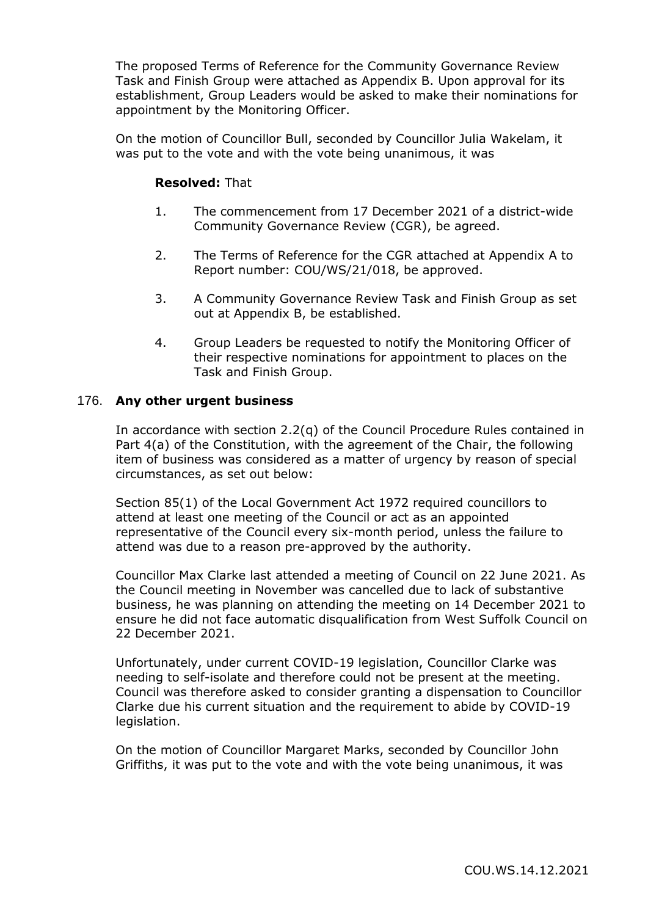The proposed Terms of Reference for the Community Governance Review Task and Finish Group were attached as Appendix B. Upon approval for its establishment, Group Leaders would be asked to make their nominations for appointment by the Monitoring Officer.

On the motion of Councillor Bull, seconded by Councillor Julia Wakelam, it was put to the vote and with the vote being unanimous, it was

**Resolved:** That

1. The commencement from 17 December 2021 of a district-wide Community Governance Review (CGR), be agreed.
2. The Terms of Reference for the CGR attached at Appendix A to Report number: COU/WS/21/018, be approved.
3. A Community Governance Review Task and Finish Group as set out at Appendix B, be established.
4. Group Leaders be requested to notify the Monitoring Officer of their respective nominations for appointment to places on the Task and Finish Group.

## 176. Any other urgent business

In accordance with section 2.2(q) of the Council Procedure Rules contained in Part 4(a) of the Constitution, with the agreement of the Chair, the following item of business was considered as a matter of urgency by reason of special circumstances, as set out below:

Section 85(1) of the Local Government Act 1972 required councillors to attend at least one meeting of the Council or act as an appointed representative of the Council every six-month period, unless the failure to attend was due to a reason pre-approved by the authority.

Councillor Max Clarke last attended a meeting of Council on 22 June 2021. As the Council meeting in November was cancelled due to lack of substantive business, he was planning on attending the meeting on 14 December 2021 to ensure he did not face automatic disqualification from West Suffolk Council on 22 December 2021.

Unfortunately, under current COVID-19 legislation, Councillor Clarke was needing to self-isolate and therefore could not be present at the meeting. Council was therefore asked to consider granting a dispensation to Councillor Clarke due his current situation and the requirement to abide by COVID-19 legislation.

On the motion of Councillor Margaret Marks, seconded by Councillor John Griffiths, it was put to the vote and with the vote being unanimous, it was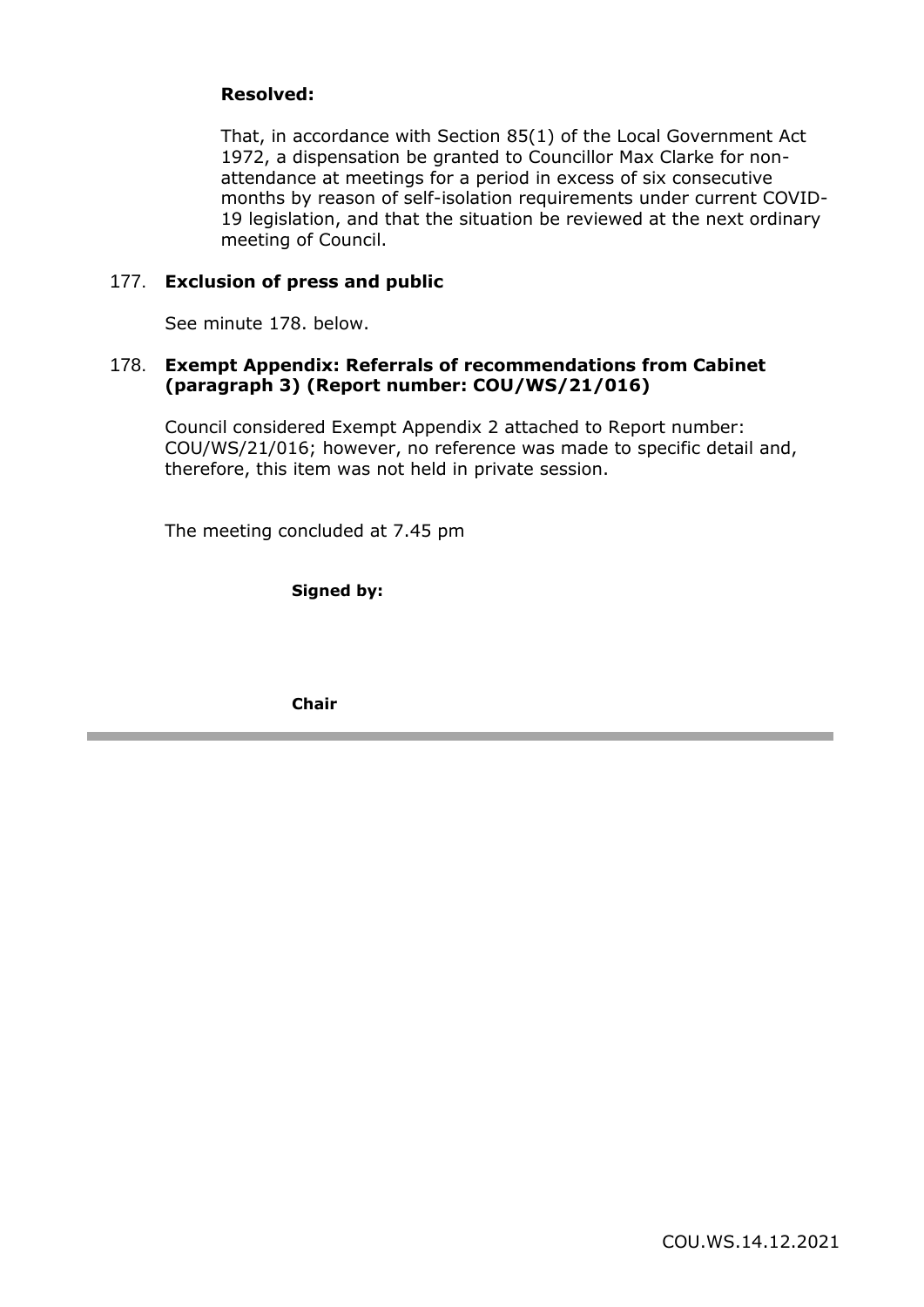**Resolved:**

That, in accordance with Section 85(1) of the Local Government Act 1972, a dispensation be granted to Councillor Max Clarke for non-attendance at meetings for a period in excess of six consecutive months by reason of self-isolation requirements under current COVID-19 legislation, and that the situation be reviewed at the next ordinary meeting of Council.

177. **Exclusion of press and public**

See minute 178. below.

178. **Exempt Appendix: Referrals of recommendations from Cabinet (paragraph 3) (Report number: COU/WS/21/016)**

Council considered Exempt Appendix 2 attached to Report number: COU/WS/21/016; however, no reference was made to specific detail and, therefore, this item was not held in private session.

The meeting concluded at 7.45 pm

**Signed by:**

**Chair**